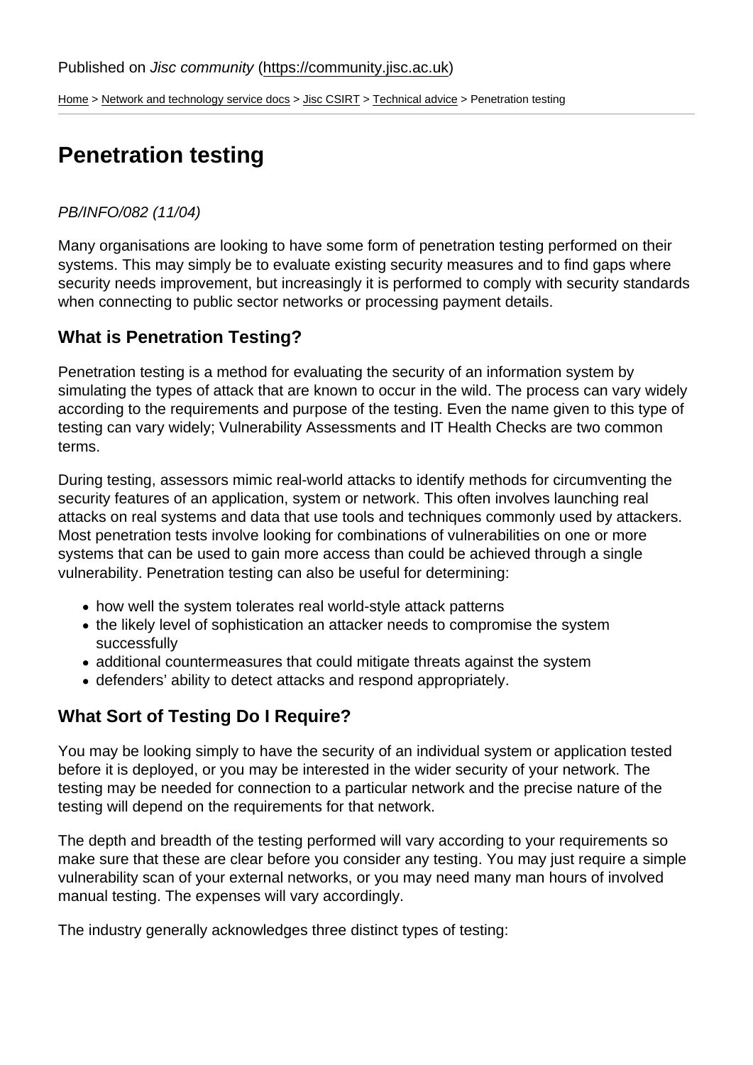Published on *Jisc community* (https://community.jisc.ac.uk)

Home > Network and technology service docs > Jisc CSIRT > Technical advice > Penetration testing

# Penetration testing

*PB/INFO/082 (11/04)*

Many organisations are looking to have some form of penetration testing performed on their systems. This may simply be to evaluate existing security measures and to find gaps where security needs improvement, but increasingly it is performed to comply with security standards when connecting to public sector networks or processing payment details.

## What is Penetration Testing?

Penetration testing is a method for evaluating the security of an information system by simulating the types of attack that are known to occur in the wild. The process can vary widely according to the requirements and purpose of the testing. Even the name given to this type of testing can vary widely; Vulnerability Assessments and IT Health Checks are two common terms.

During testing, assessors mimic real-world attacks to identify methods for circumventing the security features of an application, system or network. This often involves launching real attacks on real systems and data that use tools and techniques commonly used by attackers. Most penetration tests involve looking for combinations of vulnerabilities on one or more systems that can be used to gain more access than could be achieved through a single vulnerability. Penetration testing can also be useful for determining:

- how well the system tolerates real world-style attack patterns
- the likely level of sophistication an attacker needs to compromise the system successfully
- additional countermeasures that could mitigate threats against the system
- defenders' ability to detect attacks and respond appropriately.

## What Sort of Testing Do I Require?

You may be looking simply to have the security of an individual system or application tested before it is deployed, or you may be interested in the wider security of your network. The testing may be needed for connection to a particular network and the precise nature of the testing will depend on the requirements for that network.

The depth and breadth of the testing performed will vary according to your requirements so make sure that these are clear before you consider any testing. You may just require a simple vulnerability scan of your external networks, or you may need many man hours of involved manual testing. The expenses will vary accordingly.

The industry generally acknowledges three distinct types of testing: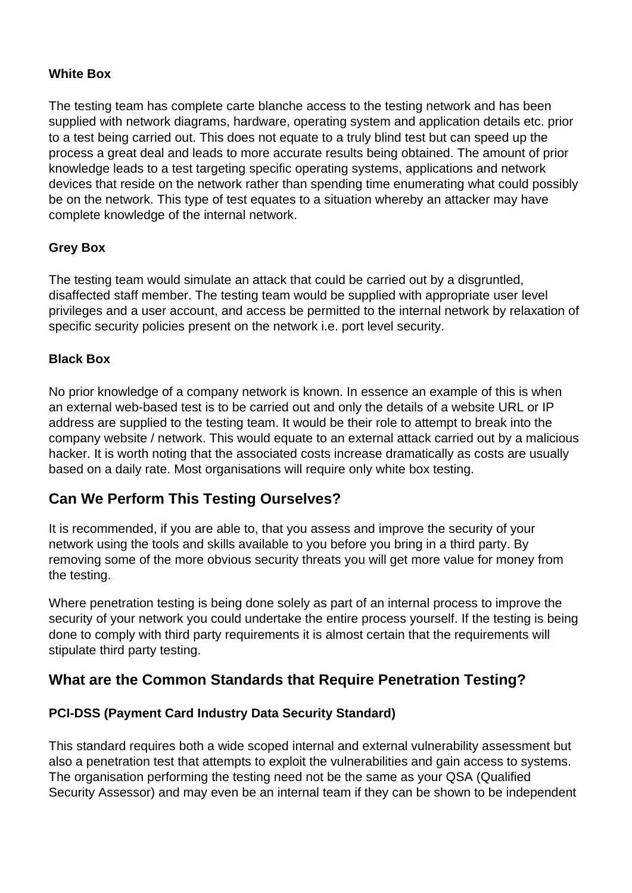### White Box

The testing team has complete carte blanche access to the testing network and has been supplied with network diagrams, hardware, operating system and application details etc. prior to a test being carried out. This does not equate to a truly blind test but can speed up the process a great deal and leads to more accurate results being obtained. The amount of prior knowledge leads to a test targeting specific operating systems, applications and network devices that reside on the network rather than spending time enumerating what could possibly be on the network. This type of test equates to a situation whereby an attacker may have complete knowledge of the internal network.

### Grey Box

The testing team would simulate an attack that could be carried out by a disgruntled, disaffected staff member. The testing team would be supplied with appropriate user level privileges and a user account, and access be permitted to the internal network by relaxation of specific security policies present on the network i.e. port level security.

### Black Box

No prior knowledge of a company network is known. In essence an example of this is when an external web-based test is to be carried out and only the details of a website URL or IP address are supplied to the testing team. It would be their role to attempt to break into the company website / network. This would equate to an external attack carried out by a malicious hacker. It is worth noting that the associated costs increase dramatically as costs are usually based on a daily rate. Most organisations will require only white box testing.

## Can We Perform This Testing Ourselves?

It is recommended, if you are able to, that you assess and improve the security of your network using the tools and skills available to you before you bring in a third party. By removing some of the more obvious security threats you will get more value for money from the testing.

Where penetration testing is being done solely as part of an internal process to improve the security of your network you could undertake the entire process yourself. If the testing is being done to comply with third party requirements it is almost certain that the requirements will stipulate third party testing.

## What are the Common Standards that Require Penetration Testing?

### PCI-DSS (Payment Card Industry Data Security Standard)

This standard requires both a wide scoped internal and external vulnerability assessment but also a penetration test that attempts to exploit the vulnerabilities and gain access to systems. The organisation performing the testing need not be the same as your QSA (Qualified Security Assessor) and may even be an internal team if they can be shown to be independent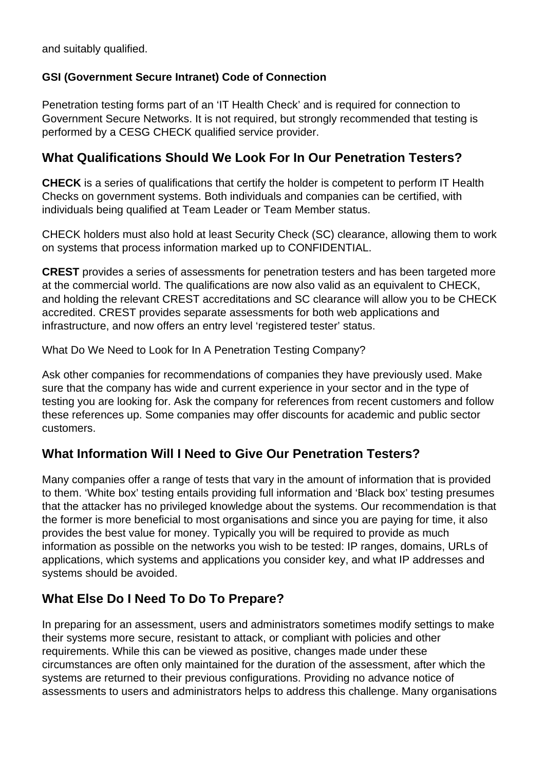and suitably qualified.

**GSI (Government Secure Intranet) Code of Connection**

Penetration testing forms part of an 'IT Health Check' and is required for connection to Government Secure Networks. It is not required, but strongly recommended that testing is performed by a CESG CHECK qualified service provider.

## What Qualifications Should We Look For In Our Penetration Testers?

**CHECK** is a series of qualifications that certify the holder is competent to perform IT Health Checks on government systems. Both individuals and companies can be certified, with individuals being qualified at Team Leader or Team Member status.

CHECK holders must also hold at least Security Check (SC) clearance, allowing them to work on systems that process information marked up to CONFIDENTIAL.

**CREST** provides a series of assessments for penetration testers and has been targeted more at the commercial world. The qualifications are now also valid as an equivalent to CHECK, and holding the relevant CREST accreditations and SC clearance will allow you to be CHECK accredited. CREST provides separate assessments for both web applications and infrastructure, and now offers an entry level 'registered tester' status.

What Do We Need to Look for In A Penetration Testing Company?

Ask other companies for recommendations of companies they have previously used. Make sure that the company has wide and current experience in your sector and in the type of testing you are looking for. Ask the company for references from recent customers and follow these references up. Some companies may offer discounts for academic and public sector customers.

## What Information Will I Need to Give Our Penetration Testers?

Many companies offer a range of tests that vary in the amount of information that is provided to them. 'White box' testing entails providing full information and 'Black box' testing presumes that the attacker has no privileged knowledge about the systems. Our recommendation is that the former is more beneficial to most organisations and since you are paying for time, it also provides the best value for money. Typically you will be required to provide as much information as possible on the networks you wish to be tested: IP ranges, domains, URLs of applications, which systems and applications you consider key, and what IP addresses and systems should be avoided.

## What Else Do I Need To Do To Prepare?

In preparing for an assessment, users and administrators sometimes modify settings to make their systems more secure, resistant to attack, or compliant with policies and other requirements. While this can be viewed as positive, changes made under these circumstances are often only maintained for the duration of the assessment, after which the systems are returned to their previous configurations. Providing no advance notice of assessments to users and administrators helps to address this challenge. Many organisations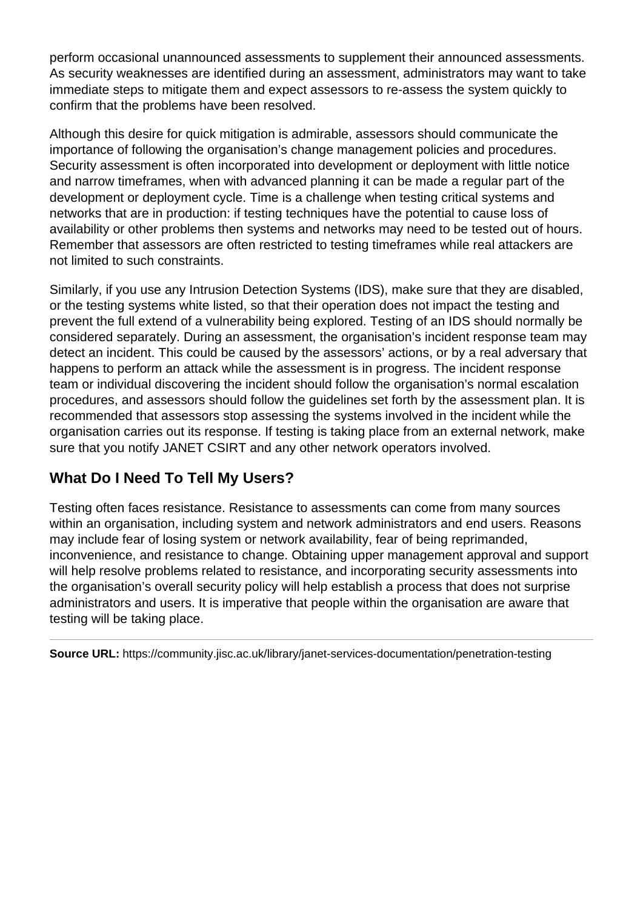perform occasional unannounced assessments to supplement their announced assessments. As security weaknesses are identified during an assessment, administrators may want to take immediate steps to mitigate them and expect assessors to re-assess the system quickly to confirm that the problems have been resolved.

Although this desire for quick mitigation is admirable, assessors should communicate the importance of following the organisation's change management policies and procedures. Security assessment is often incorporated into development or deployment with little notice and narrow timeframes, when with advanced planning it can be made a regular part of the development or deployment cycle. Time is a challenge when testing critical systems and networks that are in production: if testing techniques have the potential to cause loss of availability or other problems then systems and networks may need to be tested out of hours. Remember that assessors are often restricted to testing timeframes while real attackers are not limited to such constraints.

Similarly, if you use any Intrusion Detection Systems (IDS), make sure that they are disabled, or the testing systems white listed, so that their operation does not impact the testing and prevent the full extend of a vulnerability being explored. Testing of an IDS should normally be considered separately. During an assessment, the organisation's incident response team may detect an incident. This could be caused by the assessors' actions, or by a real adversary that happens to perform an attack while the assessment is in progress. The incident response team or individual discovering the incident should follow the organisation's normal escalation procedures, and assessors should follow the guidelines set forth by the assessment plan. It is recommended that assessors stop assessing the systems involved in the incident while the organisation carries out its response. If testing is taking place from an external network, make sure that you notify JANET CSIRT and any other network operators involved.

## What Do I Need To Tell My Users?

Testing often faces resistance. Resistance to assessments can come from many sources within an organisation, including system and network administrators and end users. Reasons may include fear of losing system or network availability, fear of being reprimanded, inconvenience, and resistance to change. Obtaining upper management approval and support will help resolve problems related to resistance, and incorporating security assessments into the organisation's overall security policy will help establish a process that does not surprise administrators and users. It is imperative that people within the organisation are aware that testing will be taking place.

---

**Source URL:** https://community.jisc.ac.uk/library/janet-services-documentation/penetration-testing